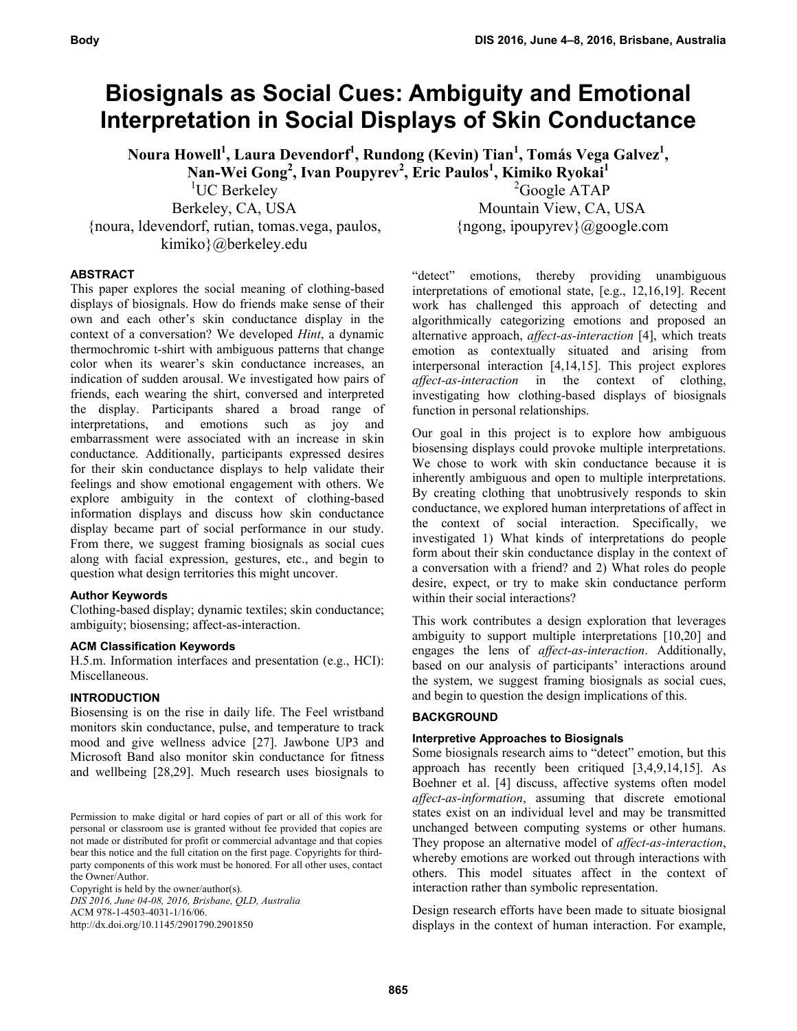# Biosignals as Social Cues: Ambiguity and Emotional Interpretation in Social Displays of Skin Conductance

**Noura Howell[1], Laura Devendorf[1], Rundong (Kevin) Tian[1], Tomás Vega Galvez[1], Nan-Wei Gong[2], Ivan Poupyrev[2], Eric Paulos[1], Kimiko Ryokai[1]**

[1]UC Berkeley
Berkeley, CA, USA
{noura, ldevendorf, rutian, tomas.vega, paulos, kimiko}@berkeley.edu

[2]Google ATAP
Mountain View, CA, USA
{ngong, ipoupyrev}@google.com

## ABSTRACT

This paper explores the social meaning of clothing-based displays of biosignals. How do friends make sense of their own and each other's skin conductance display in the context of a conversation? We developed *Hint*, a dynamic thermochromic t-shirt with ambiguous patterns that change color when its wearer's skin conductance increases, an indication of sudden arousal. We investigated how pairs of friends, each wearing the shirt, conversed and interpreted the display. Participants shared a broad range of interpretations, and emotions such as joy and embarrassment were associated with an increase in skin conductance. Additionally, participants expressed desires for their skin conductance displays to help validate their feelings and show emotional engagement with others. We explore ambiguity in the context of clothing-based information displays and discuss how skin conductance display became part of social performance in our study. From there, we suggest framing biosignals as social cues along with facial expression, gestures, etc., and begin to question what design territories this might uncover.

### Author Keywords

Clothing-based display; dynamic textiles; skin conductance; ambiguity; biosensing; affect-as-interaction.

### ACM Classification Keywords

H.5.m. Information interfaces and presentation (e.g., HCI): Miscellaneous.

## INTRODUCTION

Biosensing is on the rise in daily life. The Feel wristband monitors skin conductance, pulse, and temperature to track mood and give wellness advice [27]. Jawbone UP3 and Microsoft Band also monitor skin conductance for fitness and wellbeing [28,29]. Much research uses biosignals to "detect" emotions, thereby providing unambiguous interpretations of emotional state, [e.g., 12,16,19]. Recent work has challenged this approach of detecting and algorithmically categorizing emotions and proposed an alternative approach, *affect-as-interaction* [4], which treats emotion as contextually situated and arising from interpersonal interaction [4,14,15]. This project explores *affect-as-interaction* in the context of clothing, investigating how clothing-based displays of biosignals function in personal relationships.

Our goal in this project is to explore how ambiguous biosensing displays could provoke multiple interpretations. We chose to work with skin conductance because it is inherently ambiguous and open to multiple interpretations. By creating clothing that unobtrusively responds to skin conductance, we explored human interpretations of affect in the context of social interaction. Specifically, we investigated 1) What kinds of interpretations do people form about their skin conductance display in the context of a conversation with a friend? and 2) What roles do people desire, expect, or try to make skin conductance perform within their social interactions?

This work contributes a design exploration that leverages ambiguity to support multiple interpretations [10,20] and engages the lens of *affect-as-interaction*. Additionally, based on our analysis of participants' interactions around the system, we suggest framing biosignals as social cues, and begin to question the design implications of this.

## BACKGROUND

### Interpretive Approaches to Biosignals

Some biosignals research aims to "detect" emotion, but this approach has recently been critiqued [3,4,9,14,15]. As Boehner et al. [4] discuss, affective systems often model *affect-as-information*, assuming that discrete emotional states exist on an individual level and may be transmitted unchanged between computing systems or other humans. They propose an alternative model of *affect-as-interaction*, whereby emotions are worked out through interactions with others. This model situates affect in the context of interaction rather than symbolic representation.

Design research efforts have been made to situate biosignal displays in the context of human interaction. For example,

Permission to make digital or hard copies of part or all of this work for personal or classroom use is granted without fee provided that copies are not made or distributed for profit or commercial advantage and that copies bear this notice and the full citation on the first page. Copyrights for third-party components of this work must be honored. For all other uses, contact the Owner/Author.

Copyright is held by the owner/author(s).
*DIS 2016, June 04-08, 2016, Brisbane, QLD, Australia*
ACM 978-1-4503-4031-1/16/06.
http://dx.doi.org/10.1145/2901790.2901850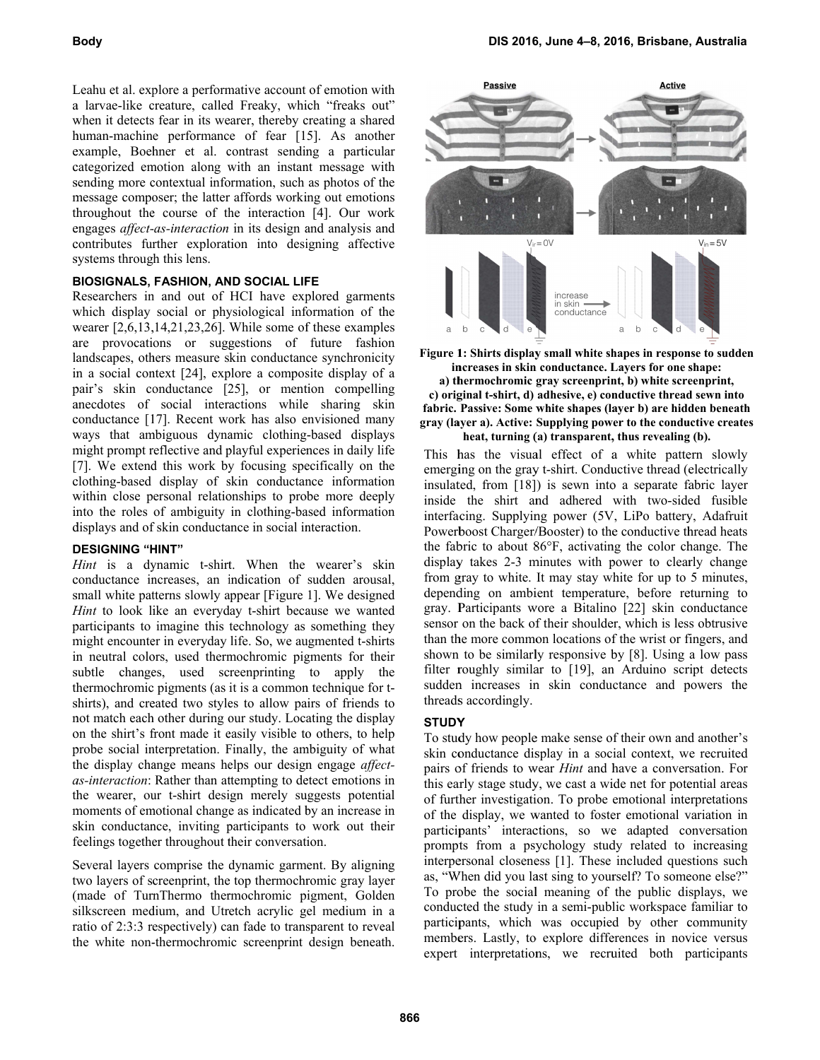Leahu et al. explore a performative account of emotion with a larvae-like creature, called Freaky, which "freaks out" when it detects fear in its wearer, thereby creating a shared human-machine performance of fear [15]. As another example, Boehner et al. contrast sending a particular categorized emotion along with an instant message with sending more contextual information, such as photos of the message composer; the latter affords working out emotions throughout the course of the interaction [4]. Our work engages *affect-as-interaction* in its design and analysis and contributes further exploration into designing affective systems through this lens.

## BIOSIGNALS, FASHION, AND SOCIAL LIFE

Researchers in and out of HCI have explored garments which display social or physiological information of the wearer [2,6,13,14,21,23,26]. While some of these examples are provocations or suggestions of future fashion landscapes, others measure skin conductance synchronicity in a social context [24], explore a composite display of a pair's skin conductance [25], or mention compelling anecdotes of social interactions while sharing skin conductance [17]. Recent work has also envisioned many ways that ambiguous dynamic clothing-based displays might prompt reflective and playful experiences in daily life [7]. We extend this work by focusing specifically on the clothing-based display of skin conductance information within close personal relationships to probe more deeply into the roles of ambiguity in clothing-based information displays and of skin conductance in social interaction.

## DESIGNING "HINT"

*Hint* is a dynamic t-shirt. When the wearer's skin conductance increases, an indication of sudden arousal, small white patterns slowly appear [Figure 1]. We designed *Hint* to look like an everyday t-shirt because we wanted participants to imagine this technology as something they might encounter in everyday life. So, we augmented t-shirts in neutral colors, used thermochromic pigments for their subtle changes, used screenprinting to apply the thermochromic pigments (as it is a common technique for t-shirts), and created two styles to allow pairs of friends to not match each other during our study. Locating the display on the shirt's front made it easily visible to others, to help probe social interpretation. Finally, the ambiguity of what the display change means helps our design engage *affect-as-interaction*: Rather than attempting to detect emotions in the wearer, our t-shirt design merely suggests potential moments of emotional change as indicated by an increase in skin conductance, inviting participants to work out their feelings together throughout their conversation.

Several layers comprise the dynamic garment. By aligning two layers of screenprint, the top thermochromic gray layer (made of TurnThermo thermochromic pigment, Golden silkscreen medium, and Utretch acrylic gel medium in a ratio of 2:3:3 respectively) can fade to transparent to reveal the white non-thermochromic screenprint design beneath.

**Figure 1: Shirts display small white shapes in response to sudden increases in skin conductance. Layers for one shape: a) thermochromic gray screenprint, b) white screenprint, c) original t-shirt, d) adhesive, e) conductive thread sewn into fabric. Passive: Some white shapes (layer b) are hidden beneath gray (layer a). Active: Supplying power to the conductive creates heat, turning (a) transparent, thus revealing (b).**

This has the visual effect of a white pattern slowly emerging on the gray t-shirt. Conductive thread (electrically insulated, from [18]) is sewn into a separate fabric layer inside the shirt and adhered with two-sided fusible interfacing. Supplying power (5V, LiPo battery, Adafruit Powerboost Charger/Booster) to the conductive thread heats the fabric to about 86°F, activating the color change. The display takes 2-3 minutes with power to clearly change from gray to white. It may stay white for up to 5 minutes, depending on ambient temperature, before returning to gray. Participants wore a Bitalino [22] skin conductance sensor on the back of their shoulder, which is less obtrusive than the more common locations of the wrist or fingers, and shown to be similarly responsive by [8]. Using a low pass filter roughly similar to [19], an Arduino script detects sudden increases in skin conductance and powers the threads accordingly.

## STUDY

To study how people make sense of their own and another's skin conductance display in a social context, we recruited pairs of friends to wear *Hint* and have a conversation. For this early stage study, we cast a wide net for potential areas of further investigation. To probe emotional interpretations of the display, we wanted to foster emotional variation in participants' interactions, so we adapted conversation prompts from a psychology study related to increasing interpersonal closeness [1]. These included questions such as, "When did you last sing to yourself? To someone else?" To probe the social meaning of the public displays, we conducted the study in a semi-public workspace familiar to participants, which was occupied by other community members. Lastly, to explore differences in novice versus expert interpretations, we recruited both participants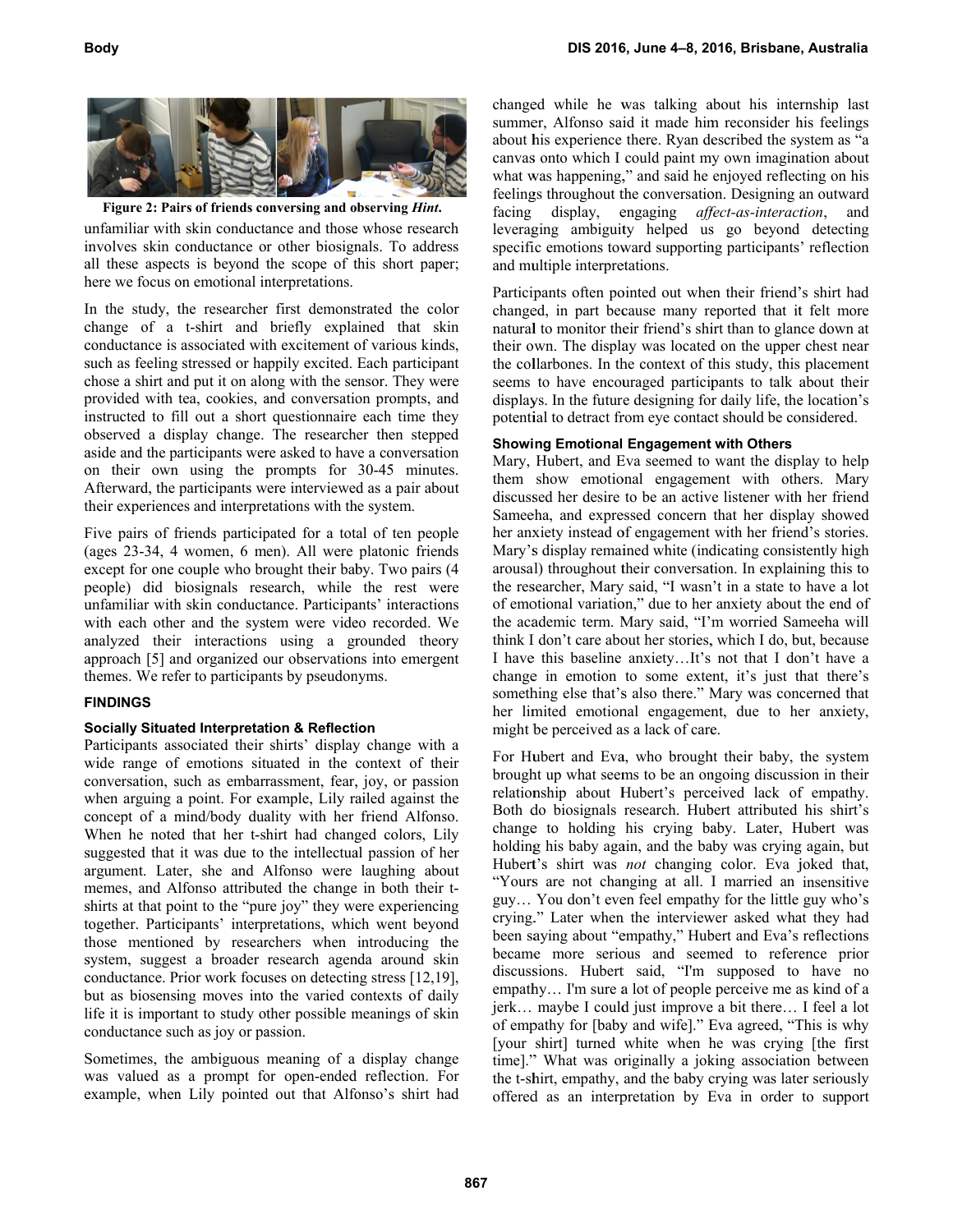**Figure 2: Pairs of friends conversing and observing *Hint*.**

unfamiliar with skin conductance and those whose research involves skin conductance or other biosignals. To address all these aspects is beyond the scope of this short paper; here we focus on emotional interpretations.

In the study, the researcher first demonstrated the color change of a t-shirt and briefly explained that skin conductance is associated with excitement of various kinds, such as feeling stressed or happily excited. Each participant chose a shirt and put it on along with the sensor. They were provided with tea, cookies, and conversation prompts, and instructed to fill out a short questionnaire each time they observed a display change. The researcher then stepped aside and the participants were asked to have a conversation on their own using the prompts for 30-45 minutes. Afterward, the participants were interviewed as a pair about their experiences and interpretations with the system.

Five pairs of friends participated for a total of ten people (ages 23-34, 4 women, 6 men). All were platonic friends except for one couple who brought their baby. Two pairs (4 people) did biosignals research, while the rest were unfamiliar with skin conductance. Participants' interactions with each other and the system were video recorded. We analyzed their interactions using a grounded theory approach [5] and organized our observations into emergent themes. We refer to participants by pseudonyms.

## FINDINGS

### Socially Situated Interpretation & Reflection

Participants associated their shirts' display change with a wide range of emotions situated in the context of their conversation, such as embarrassment, fear, joy, or passion when arguing a point. For example, Lily railed against the concept of a mind/body duality with her friend Alfonso. When he noted that her t-shirt had changed colors, Lily suggested that it was due to the intellectual passion of her argument. Later, she and Alfonso were laughing about memes, and Alfonso attributed the change in both their t-shirts at that point to the "pure joy" they were experiencing together. Participants' interpretations, which went beyond those mentioned by researchers when introducing the system, suggest a broader research agenda around skin conductance. Prior work focuses on detecting stress [12,19], but as biosensing moves into the varied contexts of daily life it is important to study other possible meanings of skin conductance such as joy or passion.

Sometimes, the ambiguous meaning of a display change was valued as a prompt for open-ended reflection. For example, when Lily pointed out that Alfonso's shirt had changed while he was talking about his internship last summer, Alfonso said it made him reconsider his feelings about his experience there. Ryan described the system as "a canvas onto which I could paint my own imagination about what was happening," and said he enjoyed reflecting on his feelings throughout the conversation. Designing an outward facing display, engaging *affect-as-interaction*, and leveraging ambiguity helped us go beyond detecting specific emotions toward supporting participants' reflection and multiple interpretations.

Participants often pointed out when their friend's shirt had changed, in part because many reported that it felt more natural to monitor their friend's shirt than to glance down at their own. The display was located on the upper chest near the collarbones. In the context of this study, this placement seems to have encouraged participants to talk about their displays. In the future designing for daily life, the location's potential to detract from eye contact should be considered.

### Showing Emotional Engagement with Others

Mary, Hubert, and Eva seemed to want the display to help them show emotional engagement with others. Mary discussed her desire to be an active listener with her friend Sameeha, and expressed concern that her display showed her anxiety instead of engagement with her friend's stories. Mary's display remained white (indicating consistently high arousal) throughout their conversation. In explaining this to the researcher, Mary said, "I wasn't in a state to have a lot of emotional variation," due to her anxiety about the end of the academic term. Mary said, "I'm worried Sameeha will think I don't care about her stories, which I do, but, because I have this baseline anxiety…It's not that I don't have a change in emotion to some extent, it's just that there's something else that's also there." Mary was concerned that her limited emotional engagement, due to her anxiety, might be perceived as a lack of care.

For Hubert and Eva, who brought their baby, the system brought up what seems to be an ongoing discussion in their relationship about Hubert's perceived lack of empathy. Both do biosignals research. Hubert attributed his shirt's change to holding his crying baby. Later, Hubert was holding his baby again, and the baby was crying again, but Hubert's shirt was *not* changing color. Eva joked that, "Yours are not changing at all. I married an insensitive guy… You don't even feel empathy for the little guy who's crying." Later when the interviewer asked what they had been saying about "empathy," Hubert and Eva's reflections became more serious and seemed to reference prior discussions. Hubert said, "I'm supposed to have no empathy… I'm sure a lot of people perceive me as kind of a jerk… maybe I could just improve a bit there… I feel a lot of empathy for [baby and wife]." Eva agreed, "This is why [your shirt] turned white when he was crying [the first time]." What was originally a joking association between the t-shirt, empathy, and the baby crying was later seriously offered as an interpretation by Eva in order to support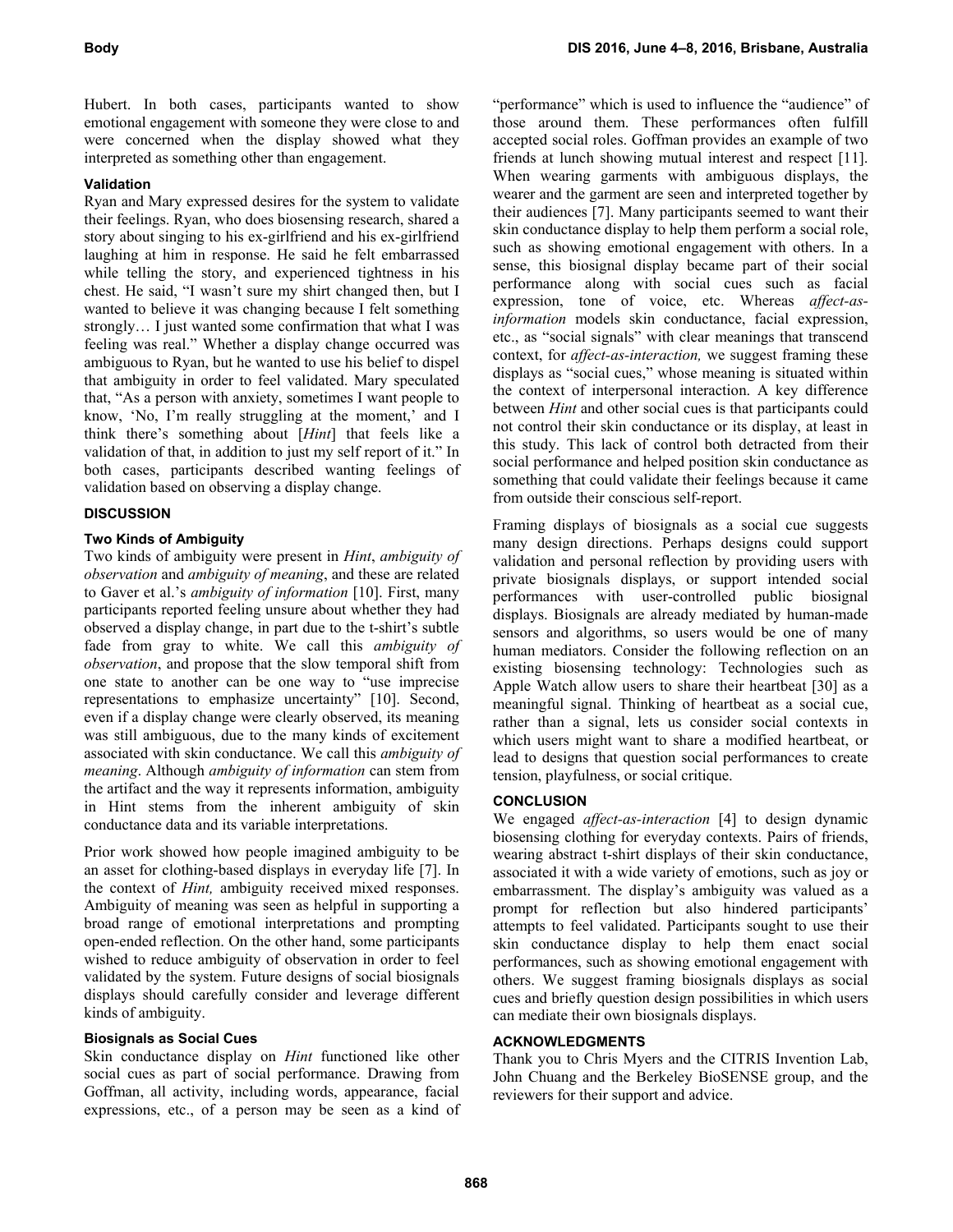Hubert. In both cases, participants wanted to show emotional engagement with someone they were close to and were concerned when the display showed what they interpreted as something other than engagement.

### Validation

Ryan and Mary expressed desires for the system to validate their feelings. Ryan, who does biosensing research, shared a story about singing to his ex-girlfriend and his ex-girlfriend laughing at him in response. He said he felt embarrassed while telling the story, and experienced tightness in his chest. He said, "I wasn't sure my shirt changed then, but I wanted to believe it was changing because I felt something strongly… I just wanted some confirmation that what I was feeling was real." Whether a display change occurred was ambiguous to Ryan, but he wanted to use his belief to dispel that ambiguity in order to feel validated. Mary speculated that, "As a person with anxiety, sometimes I want people to know, 'No, I'm really struggling at the moment,' and I think there's something about [*Hint*] that feels like a validation of that, in addition to just my self report of it." In both cases, participants described wanting feelings of validation based on observing a display change.

## DISCUSSION

### Two Kinds of Ambiguity

Two kinds of ambiguity were present in *Hint*, *ambiguity of observation* and *ambiguity of meaning*, and these are related to Gaver et al.'s *ambiguity of information* [10]. First, many participants reported feeling unsure about whether they had observed a display change, in part due to the t-shirt's subtle fade from gray to white. We call this *ambiguity of observation*, and propose that the slow temporal shift from one state to another can be one way to "use imprecise representations to emphasize uncertainty" [10]. Second, even if a display change were clearly observed, its meaning was still ambiguous, due to the many kinds of excitement associated with skin conductance. We call this *ambiguity of meaning*. Although *ambiguity of information* can stem from the artifact and the way it represents information, ambiguity in Hint stems from the inherent ambiguity of skin conductance data and its variable interpretations.

Prior work showed how people imagined ambiguity to be an asset for clothing-based displays in everyday life [7]. In the context of *Hint,* ambiguity received mixed responses. Ambiguity of meaning was seen as helpful in supporting a broad range of emotional interpretations and prompting open-ended reflection. On the other hand, some participants wished to reduce ambiguity of observation in order to feel validated by the system. Future designs of social biosignals displays should carefully consider and leverage different kinds of ambiguity.

### Biosignals as Social Cues

Skin conductance display on *Hint* functioned like other social cues as part of social performance. Drawing from Goffman, all activity, including words, appearance, facial expressions, etc., of a person may be seen as a kind of "performance" which is used to influence the "audience" of those around them. These performances often fulfill accepted social roles. Goffman provides an example of two friends at lunch showing mutual interest and respect [11]. When wearing garments with ambiguous displays, the wearer and the garment are seen and interpreted together by their audiences [7]. Many participants seemed to want their skin conductance display to help them perform a social role, such as showing emotional engagement with others. In a sense, this biosignal display became part of their social performance along with social cues such as facial expression, tone of voice, etc. Whereas *affect-as-information* models skin conductance, facial expression, etc., as "social signals" with clear meanings that transcend context, for *affect-as-interaction,* we suggest framing these displays as "social cues," whose meaning is situated within the context of interpersonal interaction. A key difference between *Hint* and other social cues is that participants could not control their skin conductance or its display, at least in this study. This lack of control both detracted from their social performance and helped position skin conductance as something that could validate their feelings because it came from outside their conscious self-report.

Framing displays of biosignals as a social cue suggests many design directions. Perhaps designs could support validation and personal reflection by providing users with private biosignals displays, or support intended social performances with user-controlled public biosignal displays. Biosignals are already mediated by human-made sensors and algorithms, so users would be one of many human mediators. Consider the following reflection on an existing biosensing technology: Technologies such as Apple Watch allow users to share their heartbeat [30] as a meaningful signal. Thinking of heartbeat as a social cue, rather than a signal, lets us consider social contexts in which users might want to share a modified heartbeat, or lead to designs that question social performances to create tension, playfulness, or social critique.

## CONCLUSION

We engaged *affect-as-interaction* [4] to design dynamic biosensing clothing for everyday contexts. Pairs of friends, wearing abstract t-shirt displays of their skin conductance, associated it with a wide variety of emotions, such as joy or embarrassment. The display's ambiguity was valued as a prompt for reflection but also hindered participants' attempts to feel validated. Participants sought to use their skin conductance display to help them enact social performances, such as showing emotional engagement with others. We suggest framing biosignals displays as social cues and briefly question design possibilities in which users can mediate their own biosignals displays.

## ACKNOWLEDGMENTS

Thank you to Chris Myers and the CITRIS Invention Lab, John Chuang and the Berkeley BioSENSE group, and the reviewers for their support and advice.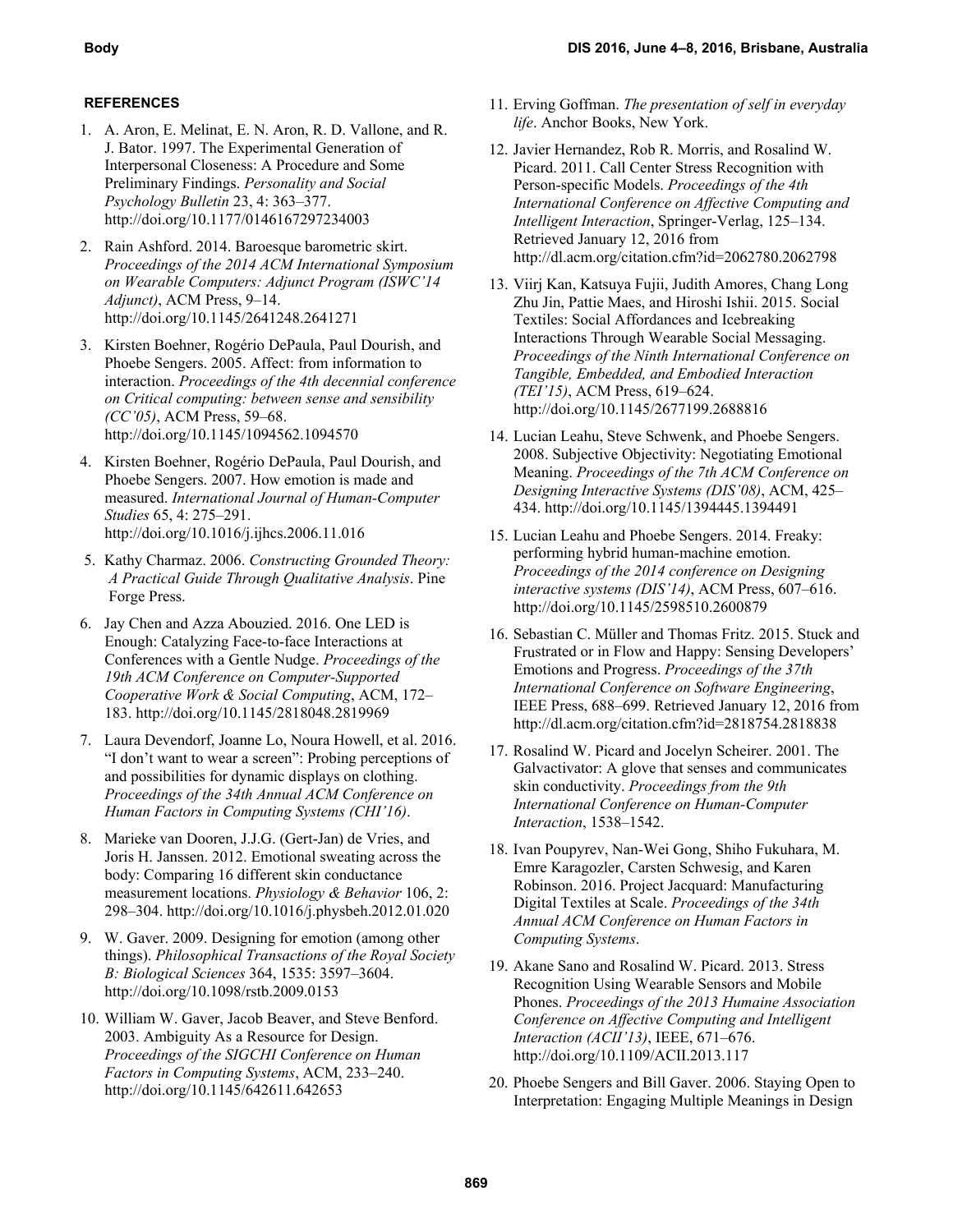## REFERENCES

1. A. Aron, E. Melinat, E. N. Aron, R. D. Vallone, and R. J. Bator. 1997. The Experimental Generation of Interpersonal Closeness: A Procedure and Some Preliminary Findings. *Personality and Social Psychology Bulletin* 23, 4: 363–377. http://doi.org/10.1177/0146167297234003
2. Rain Ashford. 2014. Baroesque barometric skirt. *Proceedings of the 2014 ACM International Symposium on Wearable Computers: Adjunct Program (ISWC'14 Adjunct)*, ACM Press, 9–14. http://doi.org/10.1145/2641248.2641271
3. Kirsten Boehner, Rogério DePaula, Paul Dourish, and Phoebe Sengers. 2005. Affect: from information to interaction. *Proceedings of the 4th decennial conference on Critical computing: between sense and sensibility (CC'05)*, ACM Press, 59–68. http://doi.org/10.1145/1094562.1094570
4. Kirsten Boehner, Rogério DePaula, Paul Dourish, and Phoebe Sengers. 2007. How emotion is made and measured. *International Journal of Human-Computer Studies* 65, 4: 275–291. http://doi.org/10.1016/j.ijhcs.2006.11.016
5. Kathy Charmaz. 2006. *Constructing Grounded Theory: A Practical Guide Through Qualitative Analysis*. Pine Forge Press.
6. Jay Chen and Azza Abouzied. 2016. One LED is Enough: Catalyzing Face-to-face Interactions at Conferences with a Gentle Nudge. *Proceedings of the 19th ACM Conference on Computer-Supported Cooperative Work & Social Computing*, ACM, 172–183. http://doi.org/10.1145/2818048.2819969
7. Laura Devendorf, Joanne Lo, Noura Howell, et al. 2016. "I don't want to wear a screen": Probing perceptions of and possibilities for dynamic displays on clothing. *Proceedings of the 34th Annual ACM Conference on Human Factors in Computing Systems (CHI'16)*.
8. Marieke van Dooren, J.J.G. (Gert-Jan) de Vries, and Joris H. Janssen. 2012. Emotional sweating across the body: Comparing 16 different skin conductance measurement locations. *Physiology & Behavior* 106, 2: 298–304. http://doi.org/10.1016/j.physbeh.2012.01.020
9. W. Gaver. 2009. Designing for emotion (among other things). *Philosophical Transactions of the Royal Society B: Biological Sciences* 364, 1535: 3597–3604. http://doi.org/10.1098/rstb.2009.0153
10. William W. Gaver, Jacob Beaver, and Steve Benford. 2003. Ambiguity As a Resource for Design. *Proceedings of the SIGCHI Conference on Human Factors in Computing Systems*, ACM, 233–240. http://doi.org/10.1145/642611.642653
11. Erving Goffman. *The presentation of self in everyday life*. Anchor Books, New York.
12. Javier Hernandez, Rob R. Morris, and Rosalind W. Picard. 2011. Call Center Stress Recognition with Person-specific Models. *Proceedings of the 4th International Conference on Affective Computing and Intelligent Interaction*, Springer-Verlag, 125–134. Retrieved January 12, 2016 from http://dl.acm.org/citation.cfm?id=2062780.2062798
13. Viirj Kan, Katsuya Fujii, Judith Amores, Chang Long Zhu Jin, Pattie Maes, and Hiroshi Ishii. 2015. Social Textiles: Social Affordances and Icebreaking Interactions Through Wearable Social Messaging. *Proceedings of the Ninth International Conference on Tangible, Embedded, and Embodied Interaction (TEI'15)*, ACM Press, 619–624. http://doi.org/10.1145/2677199.2688816
14. Lucian Leahu, Steve Schwenk, and Phoebe Sengers. 2008. Subjective Objectivity: Negotiating Emotional Meaning. *Proceedings of the 7th ACM Conference on Designing Interactive Systems (DIS'08)*, ACM, 425–434. http://doi.org/10.1145/1394445.1394491
15. Lucian Leahu and Phoebe Sengers. 2014. Freaky: performing hybrid human-machine emotion. *Proceedings of the 2014 conference on Designing interactive systems (DIS'14)*, ACM Press, 607–616. http://doi.org/10.1145/2598510.2600879
16. Sebastian C. Müller and Thomas Fritz. 2015. Stuck and Frustrated or in Flow and Happy: Sensing Developers' Emotions and Progress. *Proceedings of the 37th International Conference on Software Engineering*, IEEE Press, 688–699. Retrieved January 12, 2016 from http://dl.acm.org/citation.cfm?id=2818754.2818838
17. Rosalind W. Picard and Jocelyn Scheirer. 2001. The Galvactivator: A glove that senses and communicates skin conductivity. *Proceedings from the 9th International Conference on Human-Computer Interaction*, 1538–1542.
18. Ivan Poupyrev, Nan-Wei Gong, Shiho Fukuhara, M. Emre Karagozler, Carsten Schwesig, and Karen Robinson. 2016. Project Jacquard: Manufacturing Digital Textiles at Scale. *Proceedings of the 34th Annual ACM Conference on Human Factors in Computing Systems*.
19. Akane Sano and Rosalind W. Picard. 2013. Stress Recognition Using Wearable Sensors and Mobile Phones. *Proceedings of the 2013 Humaine Association Conference on Affective Computing and Intelligent Interaction (ACII'13)*, IEEE, 671–676. http://doi.org/10.1109/ACII.2013.117
20. Phoebe Sengers and Bill Gaver. 2006. Staying Open to Interpretation: Engaging Multiple Meanings in Design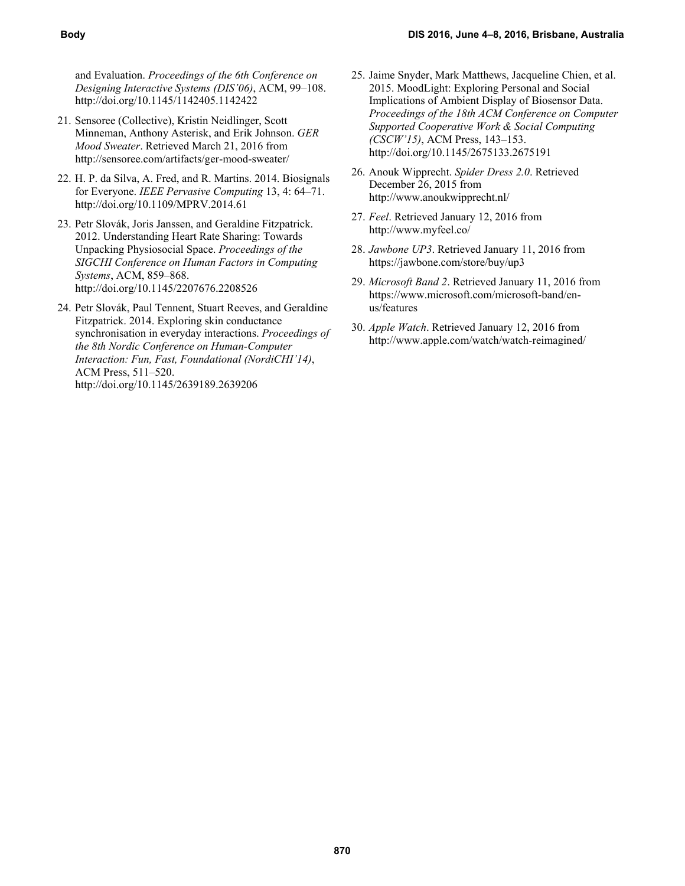and Evaluation. *Proceedings of the 6th Conference on Designing Interactive Systems (DIS'06)*, ACM, 99–108. http://doi.org/10.1145/1142405.1142422

21. Sensoree (Collective), Kristin Neidlinger, Scott Minneman, Anthony Asterisk, and Erik Johnson. *GER Mood Sweater*. Retrieved March 21, 2016 from http://sensoree.com/artifacts/ger-mood-sweater/

22. H. P. da Silva, A. Fred, and R. Martins. 2014. Biosignals for Everyone. *IEEE Pervasive Computing* 13, 4: 64–71. http://doi.org/10.1109/MPRV.2014.61

23. Petr Slovák, Joris Janssen, and Geraldine Fitzpatrick. 2012. Understanding Heart Rate Sharing: Towards Unpacking Physiosocial Space. *Proceedings of the SIGCHI Conference on Human Factors in Computing Systems*, ACM, 859–868. http://doi.org/10.1145/2207676.2208526

24. Petr Slovák, Paul Tennent, Stuart Reeves, and Geraldine Fitzpatrick. 2014. Exploring skin conductance synchronisation in everyday interactions. *Proceedings of the 8th Nordic Conference on Human-Computer Interaction: Fun, Fast, Foundational (NordiCHI'14)*, ACM Press, 511–520. http://doi.org/10.1145/2639189.2639206

25. Jaime Snyder, Mark Matthews, Jacqueline Chien, et al. 2015. MoodLight: Exploring Personal and Social Implications of Ambient Display of Biosensor Data. *Proceedings of the 18th ACM Conference on Computer Supported Cooperative Work & Social Computing (CSCW'15)*, ACM Press, 143–153. http://doi.org/10.1145/2675133.2675191

26. Anouk Wipprecht. *Spider Dress 2.0*. Retrieved December 26, 2015 from http://www.anoukwipprecht.nl/

27. *Feel*. Retrieved January 12, 2016 from http://www.myfeel.co/

28. *Jawbone UP3*. Retrieved January 11, 2016 from https://jawbone.com/store/buy/up3

29. *Microsoft Band 2*. Retrieved January 11, 2016 from https://www.microsoft.com/microsoft-band/en-us/features

30. *Apple Watch*. Retrieved January 12, 2016 from http://www.apple.com/watch/watch-reimagined/